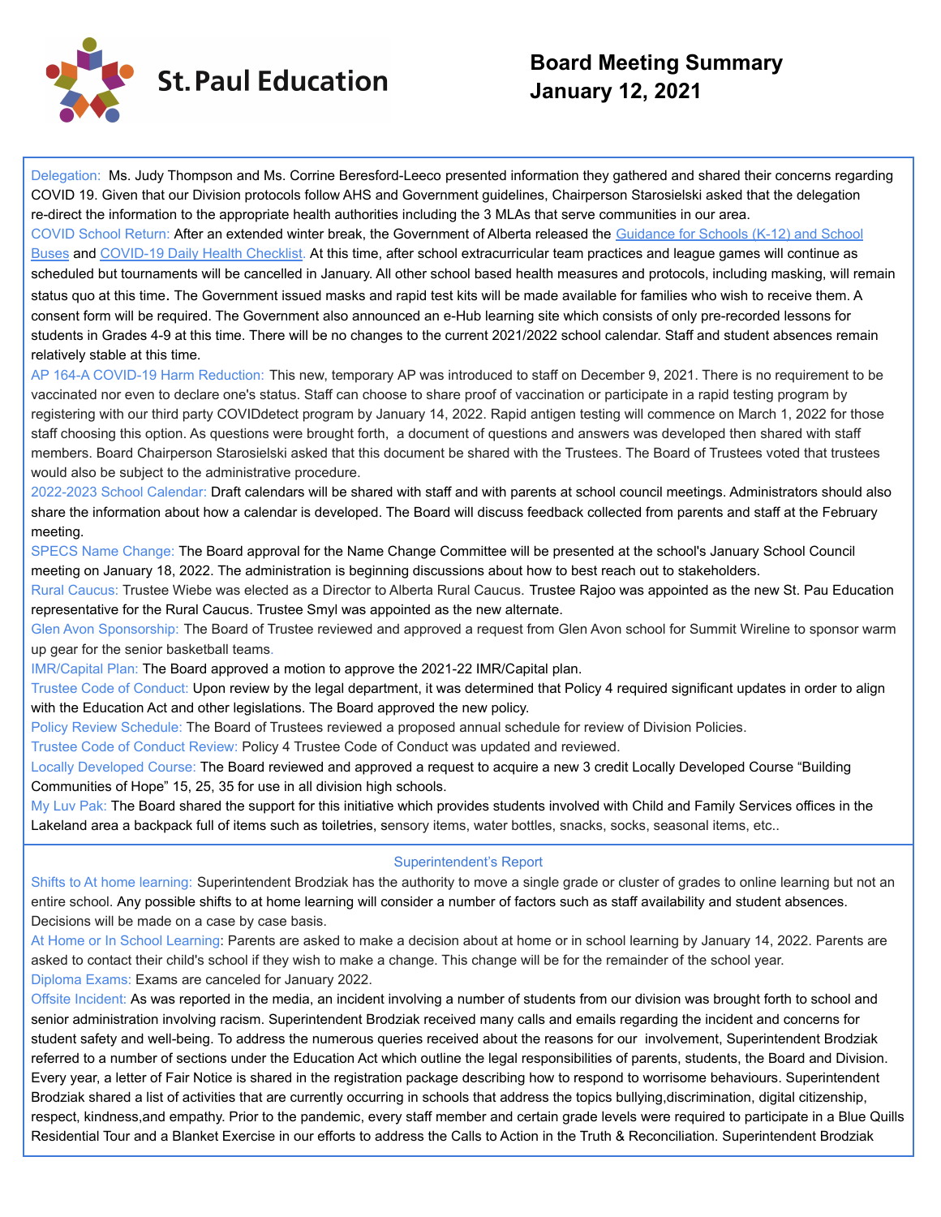St. Paul Education

# Board Meeting Summary
# January 12, 2021

**Delegation:** Ms. Judy Thompson and Ms. Corrine Beresford-Leeco presented information they gathered and shared their concerns regarding COVID 19. Given that our Division protocols follow AHS and Government guidelines, Chairperson Starosielski asked that the delegation re-direct the information to the appropriate health authorities including the 3 MLAs that serve communities in our area.

**COVID School Return:** After an extended winter break, the Government of Alberta released the [Guidance for Schools (K-12) and School Buses]() and [COVID-19 Daily Health Checklist](). At this time, after school extracurricular team practices and league games will continue as scheduled but tournaments will be cancelled in January. All other school based health measures and protocols, including masking, will remain status quo at this time. The Government issued masks and rapid test kits will be made available for families who wish to receive them. A consent form will be required. The Government also announced an e-Hub learning site which consists of only pre-recorded lessons for students in Grades 4-9 at this time. There will be no changes to the current 2021/2022 school calendar. Staff and student absences remain relatively stable at this time.

**AP 164-A COVID-19 Harm Reduction:** This new, temporary AP was introduced to staff on December 9, 2021. There is no requirement to be vaccinated nor even to declare one's status. Staff can choose to share proof of vaccination or participate in a rapid testing program by registering with our third party COVIDdetect program by January 14, 2022. Rapid antigen testing will commence on March 1, 2022 for those staff choosing this option. As questions were brought forth, a document of questions and answers was developed then shared with staff members. Board Chairperson Starosielski asked that this document be shared with the Trustees. The Board of Trustees voted that trustees would also be subject to the administrative procedure.

**2022-2023 School Calendar:** Draft calendars will be shared with staff and with parents at school council meetings. Administrators should also share the information about how a calendar is developed. The Board will discuss feedback collected from parents and staff at the February meeting.

**SPECS Name Change:** The Board approval for the Name Change Committee will be presented at the school's January School Council meeting on January 18, 2022. The administration is beginning discussions about how to best reach out to stakeholders.

**Rural Caucus:** Trustee Wiebe was elected as a Director to Alberta Rural Caucus. Trustee Rajoo was appointed as the new St. Pau Education representative for the Rural Caucus. Trustee Smyl was appointed as the new alternate.

**Glen Avon Sponsorship:** The Board of Trustee reviewed and approved a request from Glen Avon school for Summit Wireline to sponsor warm up gear for the senior basketball teams.

**IMR/Capital Plan:** The Board approved a motion to approve the 2021-22 IMR/Capital plan.

**Trustee Code of Conduct:** Upon review by the legal department, it was determined that Policy 4 required significant updates in order to align with the Education Act and other legislations. The Board approved the new policy.

**Policy Review Schedule:** The Board of Trustees reviewed a proposed annual schedule for review of Division Policies.

**Trustee Code of Conduct Review:** Policy 4 Trustee Code of Conduct was updated and reviewed.

**Locally Developed Course:** The Board reviewed and approved a request to acquire a new 3 credit Locally Developed Course "Building Communities of Hope" 15, 25, 35 for use in all division high schools.

**My Luv Pak:** The Board shared the support for this initiative which provides students involved with Child and Family Services offices in the Lakeland area a backpack full of items such as toiletries, sensory items, water bottles, snacks, socks, seasonal items, etc..

## Superintendent's Report

**Shifts to At home learning:** Superintendent Brodziak has the authority to move a single grade or cluster of grades to online learning but not an entire school. Any possible shifts to at home learning will consider a number of factors such as staff availability and student absences. Decisions will be made on a case by case basis.

**At Home or In School Learning:** Parents are asked to make a decision about at home or in school learning by January 14, 2022. Parents are asked to contact their child's school if they wish to make a change. This change will be for the remainder of the school year.

**Diploma Exams:** Exams are canceled for January 2022.

**Offsite Incident:** As was reported in the media, an incident involving a number of students from our division was brought forth to school and senior administration involving racism. Superintendent Brodziak received many calls and emails regarding the incident and concerns for student safety and well-being. To address the numerous queries received about the reasons for our involvement, Superintendent Brodziak referred to a number of sections under the Education Act which outline the legal responsibilities of parents, students, the Board and Division. Every year, a letter of Fair Notice is shared in the registration package describing how to respond to worrisome behaviours. Superintendent Brodziak shared a list of activities that are currently occurring in schools that address the topics bullying,discrimination, digital citizenship, respect, kindness,and empathy. Prior to the pandemic, every staff member and certain grade levels were required to participate in a Blue Quills Residential Tour and a Blanket Exercise in our efforts to address the Calls to Action in the Truth & Reconciliation. Superintendent Brodziak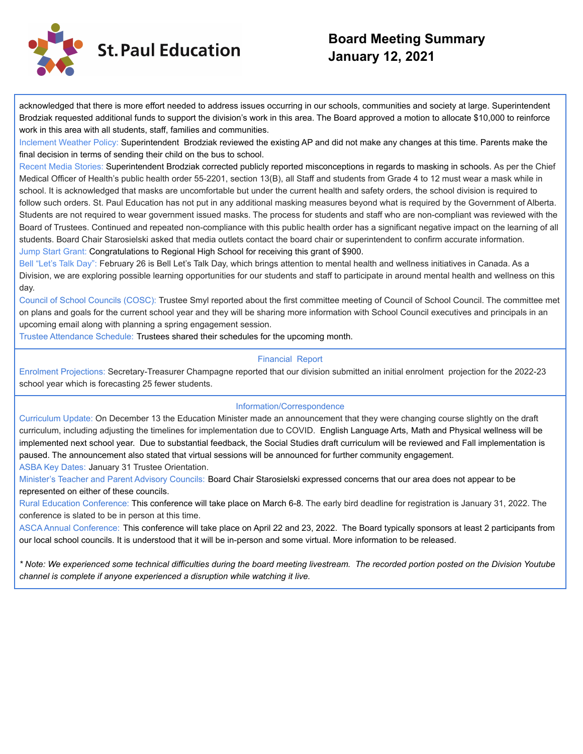acknowledged that there is more effort needed to address issues occurring in our schools, communities and society at large. Superintendent Brodziak requested additional funds to support the division's work in this area. The Board approved a motion to allocate $10,000 to reinforce work in this area with all students, staff, families and communities.

Inclement Weather Policy: Superintendent Brodziak reviewed the existing AP and did not make any changes at this time. Parents make the final decision in terms of sending their child on the bus to school.

Recent Media Stories: Superintendent Brodziak corrected publicly reported misconceptions in regards to masking in schools. As per the Chief Medical Officer of Health's public health order 55-2201, section 13(B), all Staff and students from Grade 4 to 12 must wear a mask while in school. It is acknowledged that masks are uncomfortable but under the current health and safety orders, the school division is required to follow such orders. St. Paul Education has not put in any additional masking measures beyond what is required by the Government of Alberta. Students are not required to wear government issued masks. The process for students and staff who are non-compliant was reviewed with the Board of Trustees. Continued and repeated non-compliance with this public health order has a significant negative impact on the learning of all students. Board Chair Starosielski asked that media outlets contact the board chair or superintendent to confirm accurate information.

Jump Start Grant: Congratulations to Regional High School for receiving this grant of $900.

Bell "Let's Talk Day": February 26 is Bell Let's Talk Day, which brings attention to mental health and wellness initiatives in Canada. As a Division, we are exploring possible learning opportunities for our students and staff to participate in around mental health and wellness on this day.

Council of School Councils (COSC): Trustee Smyl reported about the first committee meeting of Council of School Council. The committee met on plans and goals for the current school year and they will be sharing more information with School Council executives and principals in an upcoming email along with planning a spring engagement session.

Trustee Attendance Schedule: Trustees shared their schedules for the upcoming month.

## Financial Report

Enrolment Projections: Secretary-Treasurer Champagne reported that our division submitted an initial enrolment projection for the 2022-23 school year which is forecasting 25 fewer students.

## Information/Correspondence

Curriculum Update: On December 13 the Education Minister made an announcement that they were changing course slightly on the draft curriculum, including adjusting the timelines for implementation due to COVID. English Language Arts, Math and Physical wellness will be implemented next school year. Due to substantial feedback, the Social Studies draft curriculum will be reviewed and Fall implementation is paused. The announcement also stated that virtual sessions will be announced for further community engagement.

ASBA Key Dates: January 31 Trustee Orientation.

Minister's Teacher and Parent Advisory Councils: Board Chair Starosielski expressed concerns that our area does not appear to be represented on either of these councils.

Rural Education Conference: This conference will take place on March 6-8. The early bird deadline for registration is January 31, 2022. The conference is slated to be in person at this time.

ASCA Annual Conference: This conference will take place on April 22 and 23, 2022. The Board typically sponsors at least 2 participants from our local school councils. It is understood that it will be in-person and some virtual. More information to be released.

*\* Note: We experienced some technical difficulties during the board meeting livestream. The recorded portion posted on the Division Youtube channel is complete if anyone experienced a disruption while watching it live.*